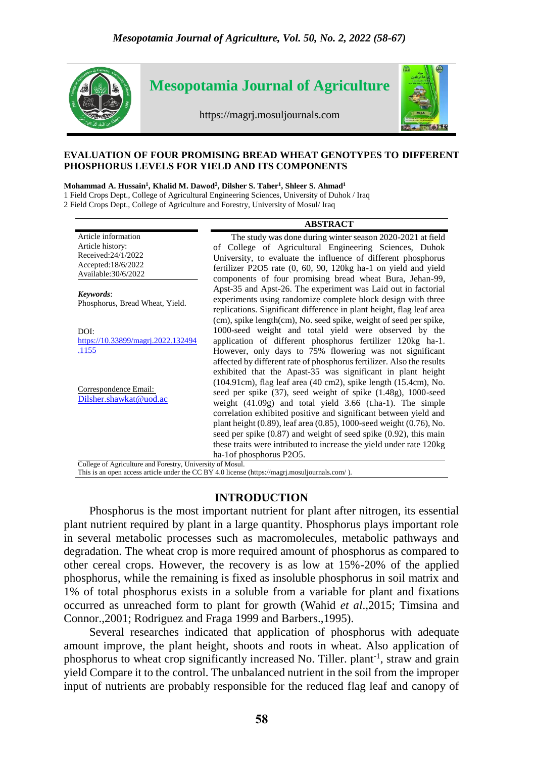# EVALUATION OF FOUR PROMISING BREAD WHEAT GENOTYPES TO DIFFERENT PHOSPHORUS LEVELS FOR YIELD AND ITS COMPONENTS

**Mohammad A. Hussain[1], Khalid M. Dawod[2], Dilsher S. Taher[1], Shleer S. Ahmad[1]**

1 Field Crops Dept., College of Agricultural Engineering Sciences, University of Duhok / Iraq
2 Field Crops Dept., College of Agriculture and Forestry, University of Mosul/ Iraq

Article information
Article history:
Received:24/1/2022
Accepted:18/6/2022
Available:30/6/2022

*Keywords*:
Phosphorus, Bread Wheat, Yield.

DOI:
https://10.33899/magrj.2022.132494.1155

Correspondence Email:
Dilsher.shawkat@uod.ac

## ABSTRACT

The study was done during winter season 2020-2021 at field of College of Agricultural Engineering Sciences, Duhok University, to evaluate the influence of different phosphorus fertilizer P2O5 rate (0, 60, 90, 120kg ha-1 on yield and yield components of four promising bread wheat Bura, Jehan-99, Apst-35 and Apst-26. The experiment was Laid out in factorial experiments using randomize complete block design with three replications. Significant difference in plant height, flag leaf area (cm), spike length(cm), No. seed spike, weight of seed per spike, 1000-seed weight and total yield were observed by the application of different phosphorus fertilizer 120kg ha-1. However, only days to 75% flowering was not significant affected by different rate of phosphorus fertilizer. Also the results exhibited that the Apast-35 was significant in plant height (104.91cm), flag leaf area (40 cm2), spike length (15.4cm), No. seed per spike (37), seed weight of spike (1.48g), 1000-seed weight (41.09g) and total yield 3.66 (t.ha-1). The simple correlation exhibited positive and significant between yield and plant height (0.89), leaf area (0.85), 1000-seed weight (0.76), No. seed per spike (0.87) and weight of seed spike (0.92), this main these traits were intributed to increase the yield under rate 120kg ha-1of phosphorus P2O5.

College of Agriculture and Forestry, University of Mosul.
This is an open access article under the CC BY 4.0 license (https://magrj.mosuljournals.com/ ).

## INTRODUCTION

Phosphorus is the most important nutrient for plant after nitrogen, its essential plant nutrient required by plant in a large quantity. Phosphorus plays important role in several metabolic processes such as macromolecules, metabolic pathways and degradation. The wheat crop is more required amount of phosphorus as compared to other cereal crops. However, the recovery is as low at 15%-20% of the applied phosphorus, while the remaining is fixed as insoluble phosphorus in soil matrix and 1% of total phosphorus exists in a soluble from a variable for plant and fixations occurred as unreached form to plant for growth (Wahid *et al*.,2015; Timsina and Connor.,2001; Rodriguez and Fraga 1999 and Barbers.,1995).

Several researches indicated that application of phosphorus with adequate amount improve, the plant height, shoots and roots in wheat. Also application of phosphorus to wheat crop significantly increased No. Tiller. plant$^{-1}$, straw and grain yield Compare it to the control. The unbalanced nutrient in the soil from the improper input of nutrients are probably responsible for the reduced flag leaf and canopy of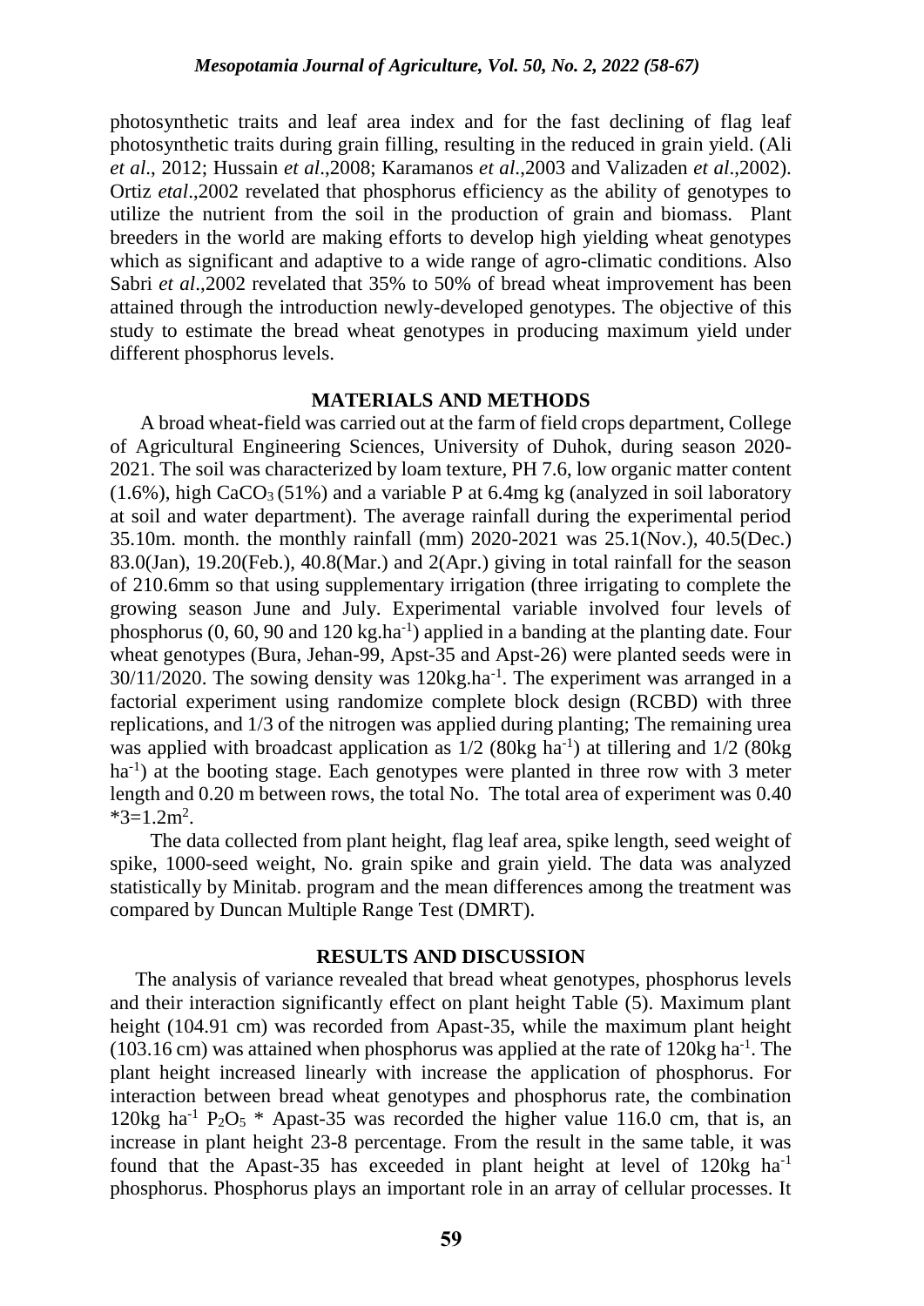photosynthetic traits and leaf area index and for the fast declining of flag leaf photosynthetic traits during grain filling, resulting in the reduced in grain yield. (Ali *et al*., 2012; Hussain *et al*.,2008; Karamanos *et al*.,2003 and Valizaden *et al*.,2002). Ortiz *etal*.,2002 revealed that phosphorus efficiency as the ability of genotypes to utilize the nutrient from the soil in the production of grain and biomass. Plant breeders in the world are making efforts to develop high yielding wheat genotypes which as significant and adaptive to a wide range of agro-climatic conditions. Also Sabri *et al*.,2002 revealed that 35% to 50% of bread wheat improvement has been attained through the introduction newly-developed genotypes. The objective of this study to estimate the bread wheat genotypes in producing maximum yield under different phosphorus levels.

## MATERIALS AND METHODS

A broad wheat-field was carried out at the farm of field crops department, College of Agricultural Engineering Sciences, University of Duhok, during season 2020-2021. The soil was characterized by loam texture, PH 7.6, low organic matter content (1.6%), high $CaCO_3$ (51%) and a variable P at 6.4mg kg (analyzed in soil laboratory at soil and water department). The average rainfall during the experimental period 35.10m. month. the monthly rainfall (mm) 2020-2021 was 25.1(Nov.), 40.5(Dec.) 83.0(Jan), 19.20(Feb.), 40.8(Mar.) and 2(Apr.) giving in total rainfall for the season of 210.6mm so that using supplementary irrigation (three irrigating to complete the growing season June and July. Experimental variable involved four levels of phosphorus (0, 60, 90 and 120 $kg.ha^{-1}$) applied in a banding at the planting date. Four wheat genotypes (Bura, Jehan-99, Apst-35 and Apst-26) were planted seeds were in 30/11/2020. The sowing density was $120kg.ha^{-1}$. The experiment was arranged in a factorial experiment using randomize complete block design (RCBD) with three replications, and 1/3 of the nitrogen was applied during planting; The remaining urea was applied with broadcast application as 1/2 (80kg $ha^{-1}$) at tillering and 1/2 (80kg $ha^{-1}$) at the booting stage. Each genotypes were planted in three row with 3 meter length and 0.20 m between rows, the total No. The total area of experiment was 0.40 $*3=1.2m^2$.

The data collected from plant height, flag leaf area, spike length, seed weight of spike, 1000-seed weight, No. grain spike and grain yield. The data was analyzed statistically by Minitab. program and the mean differences among the treatment was compared by Duncan Multiple Range Test (DMRT).

## RESULTS AND DISCUSSION

The analysis of variance revealed that bread wheat genotypes, phosphorus levels and their interaction significantly effect on plant height Table (5). Maximum plant height (104.91 cm) was recorded from Apast-35, while the maximum plant height (103.16 cm) was attained when phosphorus was applied at the rate of 120kg $ha^{-1}$. The plant height increased linearly with increase the application of phosphorus. For interaction between bread wheat genotypes and phosphorus rate, the combination 120kg $ha^{-1}$ $P_2O_5$ * Apast-35 was recorded the higher value 116.0 cm, that is, an increase in plant height 23-8 percentage. From the result in the same table, it was found that the Apast-35 has exceeded in plant height at level of 120kg $ha^{-1}$ phosphorus. Phosphorus plays an important role in an array of cellular processes. It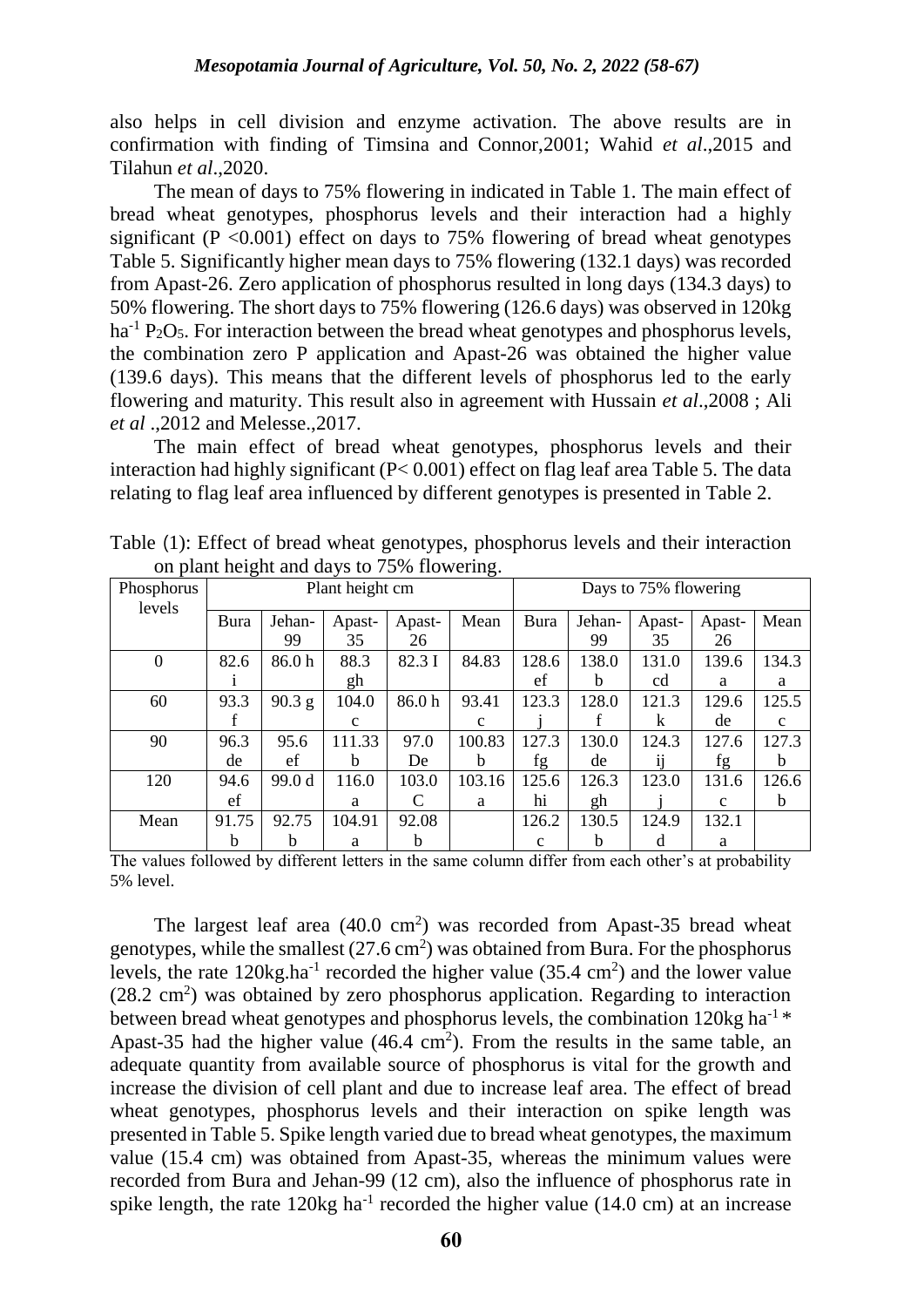also helps in cell division and enzyme activation. The above results are in confirmation with finding of Timsina and Connor,2001; Wahid *et al*.,2015 and Tilahun *et al*.,2020.

The mean of days to 75% flowering in indicated in Table 1. The main effect of bread wheat genotypes, phosphorus levels and their interaction had a highly significant ($P < 0.001$) effect on days to 75% flowering of bread wheat genotypes Table 5. Significantly higher mean days to 75% flowering (132.1 days) was recorded from Apast-26. Zero application of phosphorus resulted in long days (134.3 days) to 50% flowering. The short days to 75% flowering (126.6 days) was observed in 120kg $ha^{-1}$ $P_2O_5$. For interaction between the bread wheat genotypes and phosphorus levels, the combination zero P application and Apast-26 was obtained the higher value (139.6 days). This means that the different levels of phosphorus led to the early flowering and maturity. This result also in agreement with Hussain *et al*.,2008 ; Ali *et al* .,2012 and Melesse.,2017.

The main effect of bread wheat genotypes, phosphorus levels and their interaction had highly significant ($P < 0.001$) effect on flag leaf area Table 5. The data relating to flag leaf area influenced by different genotypes is presented in Table 2.

Table (1): Effect of bread wheat genotypes, phosphorus levels and their interaction on plant height and days to 75% flowering.

| Phosphorus levels | Plant height cm | | | | | Days to 75% flowering | | | | |
|---|---|---|---|---|---|---|---|---|---|---|
| | Bura | Jehan-99 | Apast-35 | Apast-26 | Mean | Bura | Jehan-99 | Apast-35 | Apast-26 | Mean |
| 0 | 82.6 i | 86.0 h | 88.3 gh | 82.3 I | 84.83 | 128.6 ef | 138.0 b | 131.0 cd | 139.6 a | 134.3 a |
| 60 | 93.3 f | 90.3 g | 104.0 c | 86.0 h | 93.41 c | 123.3 j | 128.0 f | 121.3 k | 129.6 de | 125.5 c |
| 90 | 96.3 de | 95.6 ef | 111.33 b | 97.0 De | 100.83 b | 127.3 fg | 130.0 de | 124.3 ij | 127.6 fg | 127.3 b |
| 120 | 94.6 ef | 99.0 d | 116.0 a | 103.0 C | 103.16 a | 125.6 hi | 126.3 gh | 123.0 j | 131.6 c | 126.6 b |
| Mean | 91.75 b | 92.75 b | 104.91 a | 92.08 b | | 126.2 c | 130.5 b | 124.9 d | 132.1 a | |

The values followed by different letters in the same column differ from each other's at probability 5% level.

The largest leaf area (40.0 $cm^2$) was recorded from Apast-35 bread wheat genotypes, while the smallest (27.6 $cm^2$) was obtained from Bura. For the phosphorus levels, the rate 120kg.$ha^{-1}$ recorded the higher value (35.4 $cm^2$) and the lower value (28.2 $cm^2$) was obtained by zero phosphorus application. Regarding to interaction between bread wheat genotypes and phosphorus levels, the combination 120kg $ha^{-1}$ * Apast-35 had the higher value (46.4 $cm^2$). From the results in the same table, an adequate quantity from available source of phosphorus is vital for the growth and increase the division of cell plant and due to increase leaf area. The effect of bread wheat genotypes, phosphorus levels and their interaction on spike length was presented in Table 5. Spike length varied due to bread wheat genotypes, the maximum value (15.4 cm) was obtained from Apast-35, whereas the minimum values were recorded from Bura and Jehan-99 (12 cm), also the influence of phosphorus rate in spike length, the rate 120kg $ha^{-1}$ recorded the higher value (14.0 cm) at an increase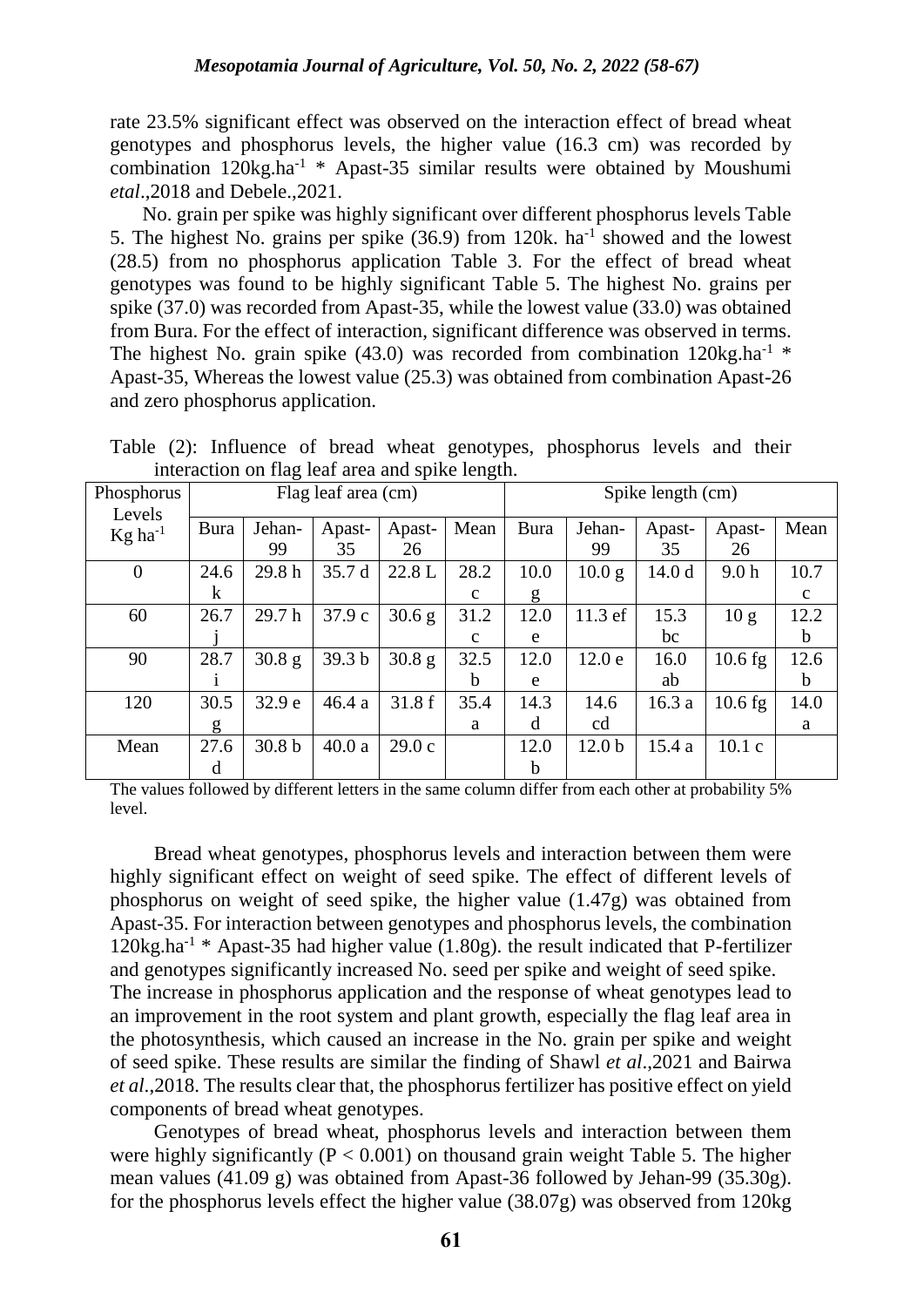rate 23.5% significant effect was observed on the interaction effect of bread wheat genotypes and phosphorus levels, the higher value (16.3 cm) was recorded by combination 120kg.ha$^{-1}$ * Apast-35 similar results were obtained by Moushumi *etal*.,2018 and Debele.,2021.

No. grain per spike was highly significant over different phosphorus levels Table 5. The highest No. grains per spike (36.9) from 120k. ha$^{-1}$ showed and the lowest (28.5) from no phosphorus application Table 3. For the effect of bread wheat genotypes was found to be highly significant Table 5. The highest No. grains per spike (37.0) was recorded from Apast-35, while the lowest value (33.0) was obtained from Bura. For the effect of interaction, significant difference was observed in terms. The highest No. grain spike (43.0) was recorded from combination 120kg.ha$^{-1}$ * Apast-35, Whereas the lowest value (25.3) was obtained from combination Apast-26 and zero phosphorus application.

Table (2): Influence of bread wheat genotypes, phosphorus levels and their interaction on flag leaf area and spike length.

| Phosphorus Levels Kg ha$^{-1}$ | Flag leaf area (cm) | | | | | Spike length (cm) | | | | |
|---|---|---|---|---|---|---|---|---|---|---|
| | Bura | Jehan-99 | Apast-35 | Apast-26 | Mean | Bura | Jehan-99 | Apast-35 | Apast-26 | Mean |
| 0 | 24.6 k | 29.8 h | 35.7 d | 22.8 L | 28.2 c | 10.0 g | 10.0 g | 14.0 d | 9.0 h | 10.7 c |
| 60 | 26.7 j | 29.7 h | 37.9 c | 30.6 g | 31.2 c | 12.0 e | 11.3 ef | 15.3 bc | 10 g | 12.2 b |
| 90 | 28.7 i | 30.8 g | 39.3 b | 30.8 g | 32.5 b | 12.0 e | 12.0 e | 16.0 ab | 10.6 fg | 12.6 b |
| 120 | 30.5 g | 32.9 e | 46.4 a | 31.8 f | 35.4 a | 14.3 d | 14.6 cd | 16.3 a | 10.6 fg | 14.0 a |
| Mean | 27.6 d | 30.8 b | 40.0 a | 29.0 c | | 12.0 b | 12.0 b | 15.4 a | 10.1 c | |

The values followed by different letters in the same column differ from each other at probability 5% level.

Bread wheat genotypes, phosphorus levels and interaction between them were highly significant effect on weight of seed spike. The effect of different levels of phosphorus on weight of seed spike, the higher value (1.47g) was obtained from Apast-35. For interaction between genotypes and phosphorus levels, the combination 120kg.ha$^{-1}$ * Apast-35 had higher value (1.80g). the result indicated that P-fertilizer and genotypes significantly increased No. seed per spike and weight of seed spike.
The increase in phosphorus application and the response of wheat genotypes lead to an improvement in the root system and plant growth, especially the flag leaf area in the photosynthesis, which caused an increase in the No. grain per spike and weight of seed spike. These results are similar the finding of Shawl *et al*.,2021 and Bairwa *et al*.,2018. The results clear that, the phosphorus fertilizer has positive effect on yield components of bread wheat genotypes.

Genotypes of bread wheat, phosphorus levels and interaction between them were highly significantly ($P < 0.001$) on thousand grain weight Table 5. The higher mean values (41.09 g) was obtained from Apast-36 followed by Jehan-99 (35.30g). for the phosphorus levels effect the higher value (38.07g) was observed from 120kg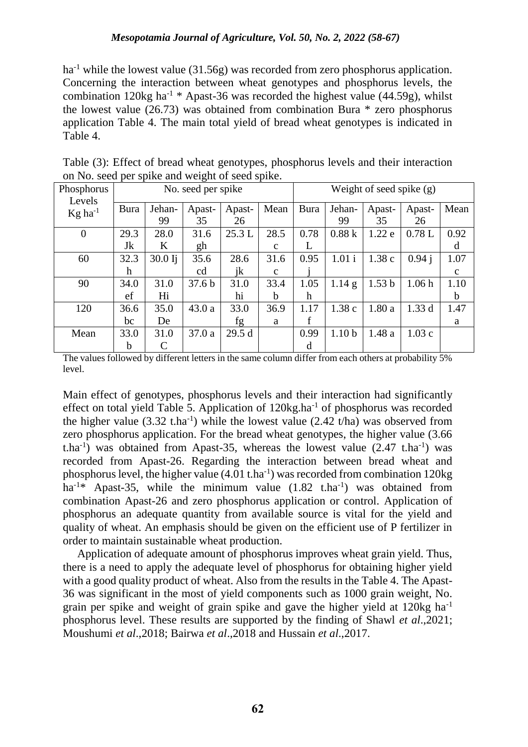ha$^{-1}$ while the lowest value (31.56g) was recorded from zero phosphorus application. Concerning the interaction between wheat genotypes and phosphorus levels, the combination 120kg ha$^{-1}$ * Apast-36 was recorded the highest value (44.59g), whilst the lowest value (26.73) was obtained from combination Bura * zero phosphorus application Table 4. The main total yield of bread wheat genotypes is indicated in Table 4.

Table (3): Effect of bread wheat genotypes, phosphorus levels and their interaction on No. seed per spike and weight of seed spike.

| Phosphorus Levels Kg ha$^{-1}$ | No. seed per spike | | | | | Weight of seed spike (g) | | | | |
|---|---|---|---|---|---|---|---|---|---|---|
| | Bura | Jehan-99 | Apast-35 | Apast-26 | Mean | Bura | Jehan-99 | Apast-35 | Apast-26 | Mean |
| 0 | 29.3 Jk | 28.0 K | 31.6 gh | 25.3 L | 28.5 c | 0.78 L | 0.88 k | 1.22 e | 0.78 L | 0.92 d |
| 60 | 32.3 h | 30.0 Ij | 35.6 cd | 28.6 jk | 31.6 c | 0.95 j | 1.01 i | 1.38 c | 0.94 j | 1.07 c |
| 90 | 34.0 ef | 31.0 Hi | 37.6 b | 31.0 hi | 33.4 b | 1.05 h | 1.14 g | 1.53 b | 1.06 h | 1.10 b |
| 120 | 36.6 bc | 35.0 De | 43.0 a | 33.0 fg | 36.9 a | 1.17 f | 1.38 c | 1.80 a | 1.33 d | 1.47 a |
| Mean | 33.0 b | 31.0 C | 37.0 a | 29.5 d | | 0.99 d | 1.10 b | 1.48 a | 1.03 c | |

The values followed by different letters in the same column differ from each others at probability 5% level.

Main effect of genotypes, phosphorus levels and their interaction had significantly effect on total yield Table 5. Application of 120kg.ha$^{-1}$ of phosphorus was recorded the higher value (3.32 t.ha$^{-1}$) while the lowest value (2.42 t/ha) was observed from zero phosphorus application. For the bread wheat genotypes, the higher value (3.66 t.ha$^{-1}$) was obtained from Apast-35, whereas the lowest value (2.47 t.ha$^{-1}$) was recorded from Apast-26. Regarding the interaction between bread wheat and phosphorus level, the higher value (4.01 t.ha$^{-1}$) was recorded from combination 120kg ha$^{-1}$* Apast-35, while the minimum value (1.82 t.ha$^{-1}$) was obtained from combination Apast-26 and zero phosphorus application or control. Application of phosphorus an adequate quantity from available source is vital for the yield and quality of wheat. An emphasis should be given on the efficient use of P fertilizer in order to maintain sustainable wheat production.

Application of adequate amount of phosphorus improves wheat grain yield. Thus, there is a need to apply the adequate level of phosphorus for obtaining higher yield with a good quality product of wheat. Also from the results in the Table 4. The Apast-36 was significant in the most of yield components such as 1000 grain weight, No. grain per spike and weight of grain spike and gave the higher yield at 120kg ha$^{-1}$ phosphorus level. These results are supported by the finding of Shawl *et al*.,2021; Moushumi *et al*.,2018; Bairwa *et al*.,2018 and Hussain *et al*.,2017.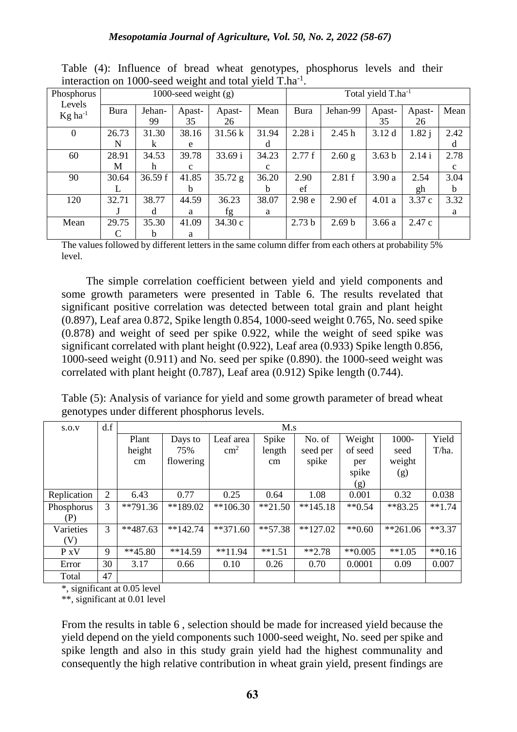Table (4): Influence of bread wheat genotypes, phosphorus levels and their interaction on 1000-seed weight and total yield $T.ha^{-1}$.

| Phosphorus Levels $Kg\ ha^{-1}$ | 1000-seed weight (g) | | | | | Total yield $T.ha^{-1}$ | | | | |
|---|---|---|---|---|---|---|---|---|---|---|
| | Bura | Jehan-99 | Apast-35 | Apast-26 | Mean | Bura | Jehan-99 | Apast-35 | Apast-26 | Mean |
| 0 | 26.73 N | 31.30 k | 38.16 e | 31.56 k | 31.94 d | 2.28 i | 2.45 h | 3.12 d | 1.82 j | 2.42 d |
| 60 | 28.91 M | 34.53 h | 39.78 c | 33.69 i | 34.23 c | 2.77 f | 2.60 g | 3.63 b | 2.14 i | 2.78 c |
| 90 | 30.64 L | 36.59 f | 41.85 b | 35.72 g | 36.20 b | 2.90 ef | 2.81 f | 3.90 a | 2.54 gh | 3.04 b |
| 120 | 32.71 J | 38.77 d | 44.59 a | 36.23 fg | 38.07 a | 2.98 e | 2.90 ef | 4.01 a | 3.37 c | 3.32 a |
| Mean | 29.75 C | 35.30 b | 41.09 a | 34.30 c | | 2.73 b | 2.69 b | 3.66 a | 2.47 c | |

The values followed by different letters in the same column differ from each others at probability 5% level.

The simple correlation coefficient between yield and yield components and some growth parameters were presented in Table 6. The results revealed that significant positive correlation was detected between total grain and plant height (0.897), Leaf area 0.872, Spike length 0.854, 1000-seed weight 0.765, No. seed spike (0.878) and weight of seed per spike 0.922, while the weight of seed spike was significant correlated with plant height (0.922), Leaf area (0.933) Spike length 0.856, 1000-seed weight (0.911) and No. seed per spike (0.890). the 1000-seed weight was correlated with plant height (0.787), Leaf area (0.912) Spike length (0.744).

Table (5): Analysis of variance for yield and some growth parameter of bread wheat genotypes under different phosphorus levels.

| s.o.v | d.f | M.s | | | | | | | |
|---|---|---|---|---|---|---|---|---|---|
| | | Plant height cm | Days to 75% flowering | Leaf area $cm^2$ | Spike length cm | No. of seed per spike | Weight of seed per spike (g) | 1000-seed weight (g) | Yield T/ha. |
| Replication | 2 | 6.43 | 0.77 | 0.25 | 0.64 | 1.08 | 0.001 | 0.32 | 0.038 |
| Phosphorus (P) | 3 | **791.36 | **189.02 | **106.30 | **21.50 | **145.18 | **0.54 | **83.25 | **1.74 |
| Varieties (V) | 3 | **487.63 | **142.74 | **371.60 | **57.38 | **127.02 | **0.60 | **261.06 | **3.37 |
| P xV | 9 | **45.80 | **14.59 | **11.94 | **1.51 | **2.78 | **0.005 | **1.05 | **0.16 |
| Error | 30 | 3.17 | 0.66 | 0.10 | 0.26 | 0.70 | 0.0001 | 0.09 | 0.007 |
| Total | 47 | | | | | | | | |

*, significant at 0.05 level

**, significant at 0.01 level

From the results in table 6 , selection should be made for increased yield because the yield depend on the yield components such 1000-seed weight, No. seed per spike and spike length and also in this study grain yield had the highest communality and consequently the high relative contribution in wheat grain yield, present findings are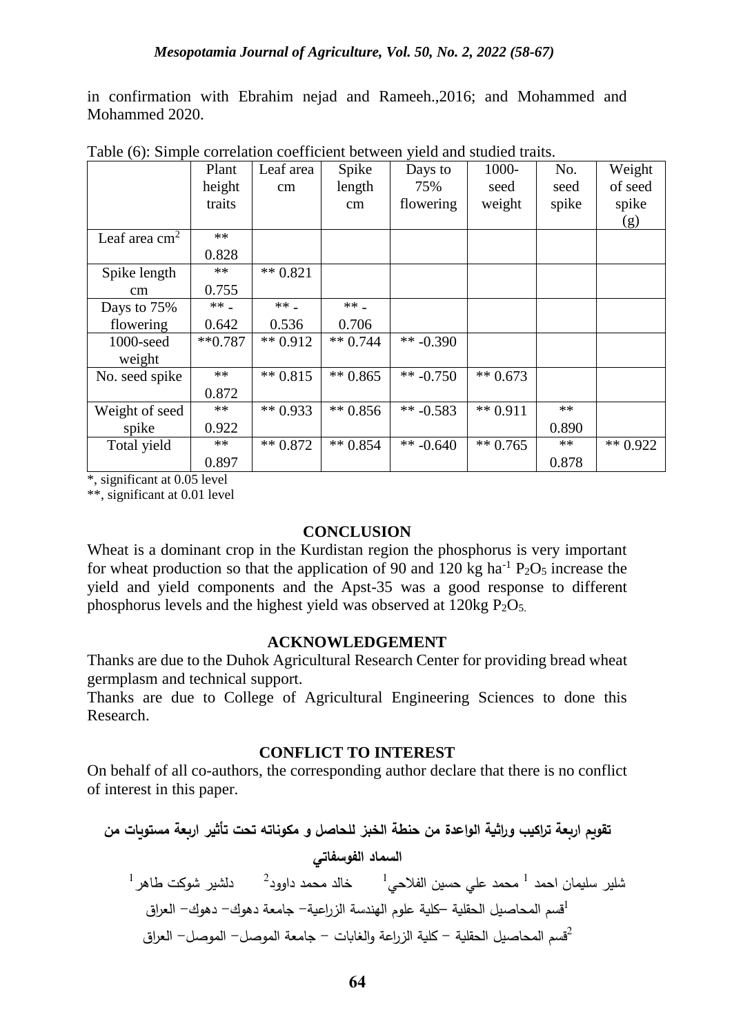in confirmation with Ebrahim nejad and Rameeh.,2016; and Mohammed and Mohammed 2020.

Table (6): Simple correlation coefficient between yield and studied traits.

| | Plant height traits | Leaf area cm | Spike length cm | Days to 75% flowering | 1000-seed weight | No. seed spike | Weight of seed spike (g) |
|---|---|---|---|---|---|---|---|
| Leaf area $cm^2$ | ** 0.828 | | | | | | |
| Spike length cm | ** 0.755 | ** 0.821 | | | | | |
| Days to 75% flowering | ** -0.642 | ** -0.536 | ** -0.706 | | | | |
| 1000-seed weight | **0.787 | ** 0.912 | ** 0.744 | ** -0.390 | | | |
| No. seed spike | ** 0.872 | ** 0.815 | ** 0.865 | ** -0.750 | ** 0.673 | | |
| Weight of seed spike | ** 0.922 | ** 0.933 | ** 0.856 | ** -0.583 | ** 0.911 | ** 0.890 | |
| Total yield | ** 0.897 | ** 0.872 | ** 0.854 | ** -0.640 | ** 0.765 | ** 0.878 | ** 0.922 |

*, significant at 0.05 level

**, significant at 0.01 level

## CONCLUSION

Wheat is a dominant crop in the Kurdistan region the phosphorus is very important for wheat production so that the application of 90 and 120 kg $ha^{-1}$ $P_2O_5$ increase the yield and yield components and the Apst-35 was a good response to different phosphorus levels and the highest yield was observed at 120kg $P_2O_5$.

## ACKNOWLEDGEMENT

Thanks are due to the Duhok Agricultural Research Center for providing bread wheat germplasm and technical support.

Thanks are due to College of Agricultural Engineering Sciences to done this Research.

## CONFLICT TO INTEREST

On behalf of all co-authors, the corresponding author declare that there is no conflict of interest in this paper.

## تقويم اربعة تراكيب وراثية الواعدة من حنطة الخبز للحاصل و مكوناته تحت تأثير اربعة مستويات من السماد الفوسفاتي

شلير سليمان احمد [1] محمد علي حسين الفلاحي[1] خالد محمد داوود[2] دلشير شوكت طاهر[1]

[1]قسم المحاصيل الحقلية –كلية علوم الهندسة الزراعية– جامعة دهوك– دهوك– العراق

[2]قسم المحاصيل الحقلية – كلية الزراعة والغابات – جامعة الموصل– الموصل– العراق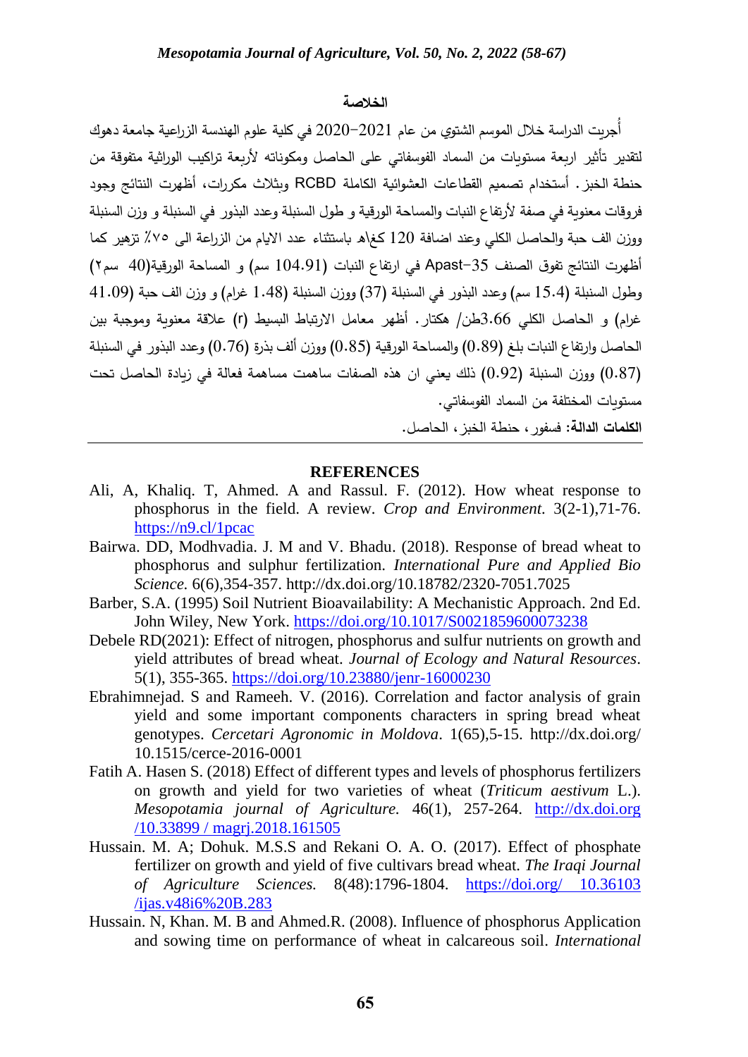## الخلاصة

أُجريت الدراسة خلال الموسم الشتوي من عام 2021−2020 في كلية علوم الهندسة الزراعية جامعة دهوك لتقدير تأثير اربعة مستويات من السماد الفوسفاتي على الحاصل ومكوناته لأربعة تراكيب الوراثية متفوقة من حنطة الخبز. أستخدام تصميم القطاعات العشوائية الكاملة RCBD وبثلاث مكررات، أظهرت النتائج وجود فروقات معنوية في صفة لأرتفاع النبات والمساحة الورقية و طول السنبلة وعدد البذور في السنبلة و وزن السنبلة ووزن الف حبة والحاصل الكلي وعند اضافة 120 كغ\ه باستثناء عدد الايام من الزراعة الى ٧٥٪ تزهير كما أظهرت النتائج تفوق الصنف Apast-35 في ارتفاع النبات (104.91 سم) و المساحة الورقية(40 سم٢) وطول السنبلة (15.4 سم) وعدد البذور في السنبلة (37) ووزن السنبلة (1.48 غرام) و وزن الف حبة (41.09 غرام) و الحاصل الكلي 3.66طن/ هكتار. أظهر معامل الارتباط البسيط (r) علاقة معنوية وموجبة بين الحاصل وارتفاع النبات بلغ (0.89) والمساحة الورقية (0.85) ووزن ألف بذرة (0.76) وعدد البذور في السنبلة (0.87) ووزن السنبلة (0.92) ذلك يعني ان هذه الصفات ساهمت مساهمة فعالة في زيادة الحاصل تحت مستويات المختلفة من السماد الفوسفاتي.

**الكلمات الدالة:** فسفور، حنطة الخبز، الحاصل.

## REFERENCES

Ali, A, Khaliq. T, Ahmed. A and Rassul. F. (2012). How wheat response to phosphorus in the field. A review. *Crop and Environment*. 3(2-1),71-76. https://n9.cl/1pcac

Bairwa. DD, Modhvadia. J. M and V. Bhadu. (2018). Response of bread wheat to phosphorus and sulphur fertilization. *International Pure and Applied Bio Science*. 6(6),354-357. http://dx.doi.org/10.18782/2320-7051.7025

Barber, S.A. (1995) Soil Nutrient Bioavailability: A Mechanistic Approach. 2nd Ed. John Wiley, New York. https://doi.org/10.1017/S0021859600073238

Debele RD(2021): Effect of nitrogen, phosphorus and sulfur nutrients on growth and yield attributes of bread wheat. *Journal of Ecology and Natural Resources*. 5(1), 355-365. https://doi.org/10.23880/jenr-16000230

Ebrahimnejad. S and Rameeh. V. (2016). Correlation and factor analysis of grain yield and some important components characters in spring bread wheat genotypes. *Cercetari Agronomic in Moldova*. 1(65),5-15. http://dx.doi.org/ 10.1515/cerce-2016-0001

Fatih A. Hasen S. (2018) Effect of different types and levels of phosphorus fertilizers on growth and yield for two varieties of wheat (*Triticum aestivum* L.). *Mesopotamia journal of Agriculture.* 46(1), 257-264. http://dx.doi.org /10.33899 / magrj.2018.161505

Hussain. M. A; Dohuk. M.S.S and Rekani O. A. O. (2017). Effect of phosphate fertilizer on growth and yield of five cultivars bread wheat. *The Iraqi Journal of Agriculture Sciences.* 8(48):1796-1804. https://doi.org/ 10.36103 /ijas.v48i6%20B.283

Hussain. N, Khan. M. B and Ahmed.R. (2008). Influence of phosphorus Application and sowing time on performance of wheat in calcareous soil. *International*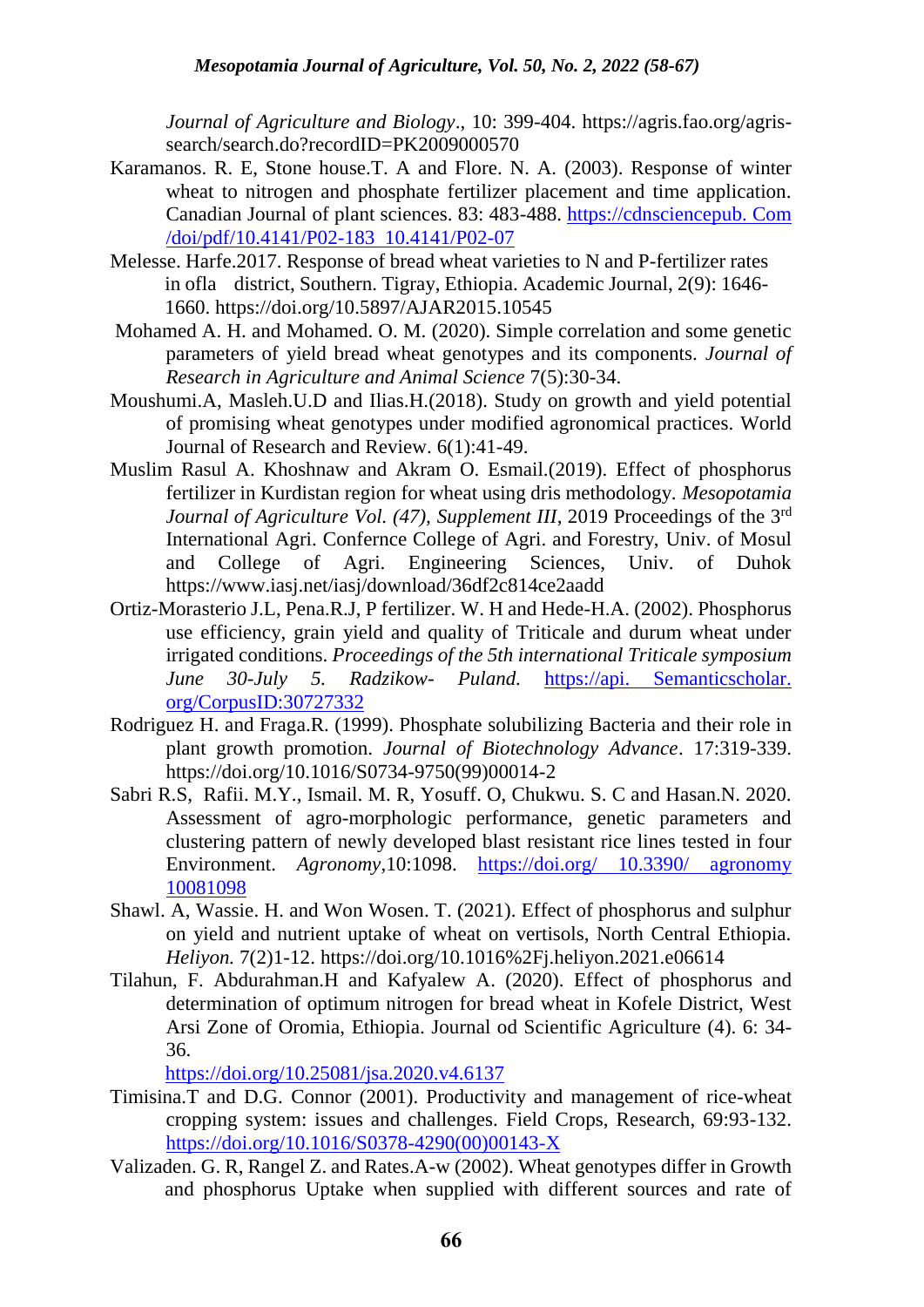*Journal of Agriculture and Biology*., 10: 399-404. https://agris.fao.org/agris-search/search.do?recordID=PK2009000570

Karamanos. R. E, Stone house.T. A and Flore. N. A. (2003). Response of winter wheat to nitrogen and phosphate fertilizer placement and time application. Canadian Journal of plant sciences. 83: 483-488. https://cdnsciencepub. Com /doi/pdf/10.4141/P02-183 10.4141/P02-07

Melesse. Harfe.2017. Response of bread wheat varieties to N and P-fertilizer rates in ofla district, Southern. Tigray, Ethiopia. Academic Journal, 2(9): 1646-1660. https://doi.org/10.5897/AJAR2015.10545

Mohamed A. H. and Mohamed. O. M. (2020). Simple correlation and some genetic parameters of yield bread wheat genotypes and its components. *Journal of Research in Agriculture and Animal Science* 7(5):30-34.

Moushumi.A, Masleh.U.D and Ilias.H.(2018). Study on growth and yield potential of promising wheat genotypes under modified agronomical practices. World Journal of Research and Review. 6(1):41-49.

Muslim Rasul A. Khoshnaw and Akram O. Esmail.(2019). Effect of phosphorus fertilizer in Kurdistan region for wheat using dris methodology. *Mesopotamia Journal of Agriculture Vol. (47), Supplement III*, 2019 Proceedings of the 3rd International Agri. Confernce College of Agri. and Forestry, Univ. of Mosul and College of Agri. Engineering Sciences, Univ. of Duhok https://www.iasj.net/iasj/download/36df2c814ce2aadd

Ortiz-Morasterio J.L, Pena.R.J, P fertilizer. W. H and Hede-H.A. (2002). Phosphorus use efficiency, grain yield and quality of Triticale and durum wheat under irrigated conditions. *Proceedings of the 5th international Triticale symposium June 30-July 5. Radzikow- Puland.* https://api. Semanticscholar. org/CorpusID:30727332

Rodriguez H. and Fraga.R. (1999). Phosphate solubilizing Bacteria and their role in plant growth promotion. *Journal of Biotechnology Advance*. 17:319-339. https://doi.org/10.1016/S0734-9750(99)00014-2

Sabri R.S, Rafii. M.Y., Ismail. M. R, Yosuff. O, Chukwu. S. C and Hasan.N. 2020. Assessment of agro-morphologic performance, genetic parameters and clustering pattern of newly developed blast resistant rice lines tested in four Environment. *Agronomy*,10:1098. https://doi.org/ 10.3390/ agronomy 10081098

Shawl. A, Wassie. H. and Won Wosen. T. (2021). Effect of phosphorus and sulphur on yield and nutrient uptake of wheat on vertisols, North Central Ethiopia. *Heliyon.* 7(2)1-12. https://doi.org/10.1016%2Fj.heliyon.2021.e06614

Tilahun, F. Abdurahman.H and Kafyalew A. (2020). Effect of phosphorus and determination of optimum nitrogen for bread wheat in Kofele District, West Arsi Zone of Oromia, Ethiopia. Journal od Scientific Agriculture (4). 6: 34-36. https://doi.org/10.25081/jsa.2020.v4.6137

Timisina.T and D.G. Connor (2001). Productivity and management of rice-wheat cropping system: issues and challenges. Field Crops, Research, 69:93-132. https://doi.org/10.1016/S0378-4290(00)00143-X

Valizaden. G. R, Rangel Z. and Rates.A-w (2002). Wheat genotypes differ in Growth and phosphorus Uptake when supplied with different sources and rate of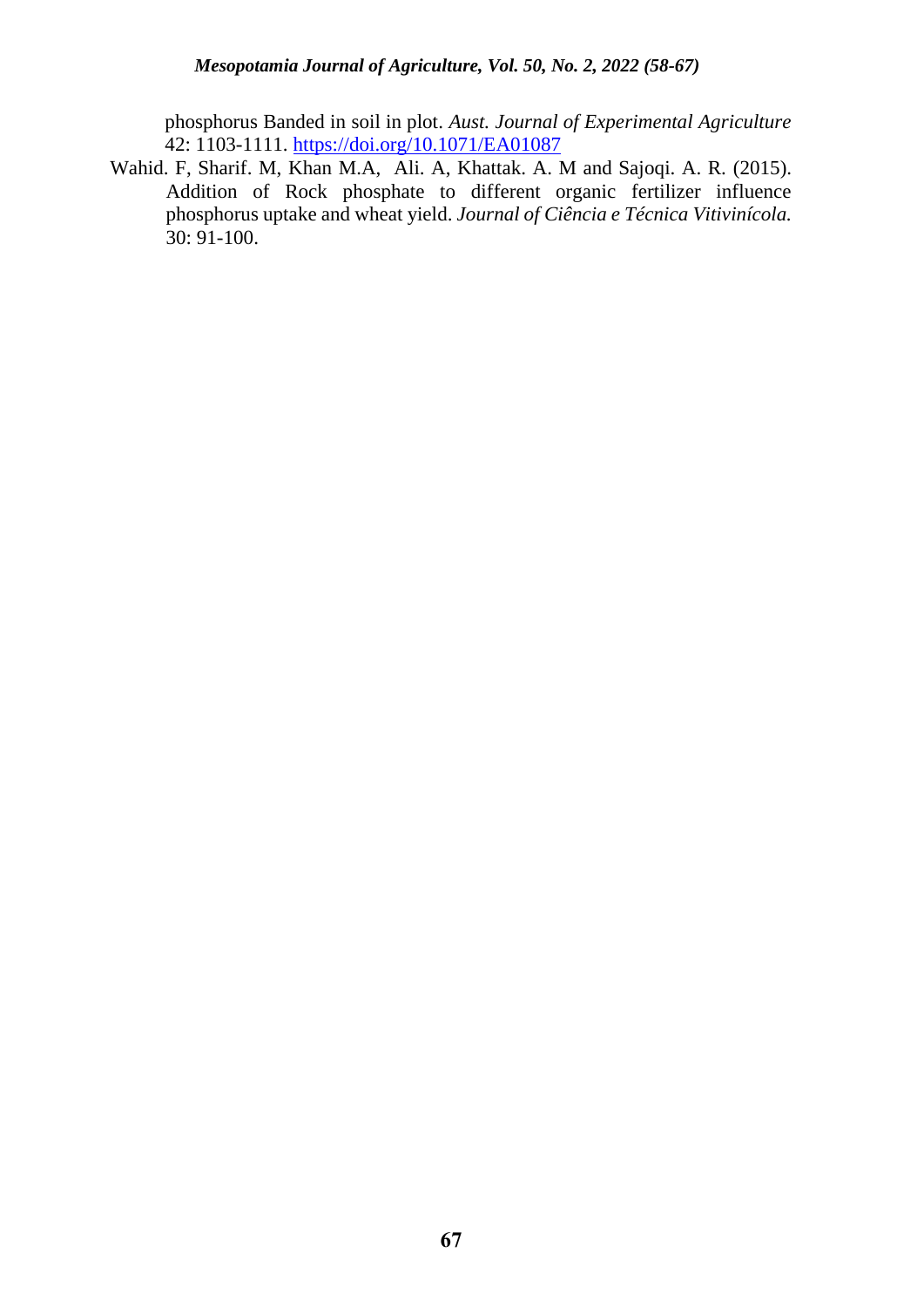phosphorus Banded in soil in plot. *Aust. Journal of Experimental Agriculture* 42: 1103-1111. https://doi.org/10.1071/EA01087

Wahid. F, Sharif. M, Khan M.A, Ali. A, Khattak. A. M and Sajoqi. A. R. (2015). Addition of Rock phosphate to different organic fertilizer influence phosphorus uptake and wheat yield. *Journal of Ciência e Técnica Vitivinícola.* 30: 91-100.